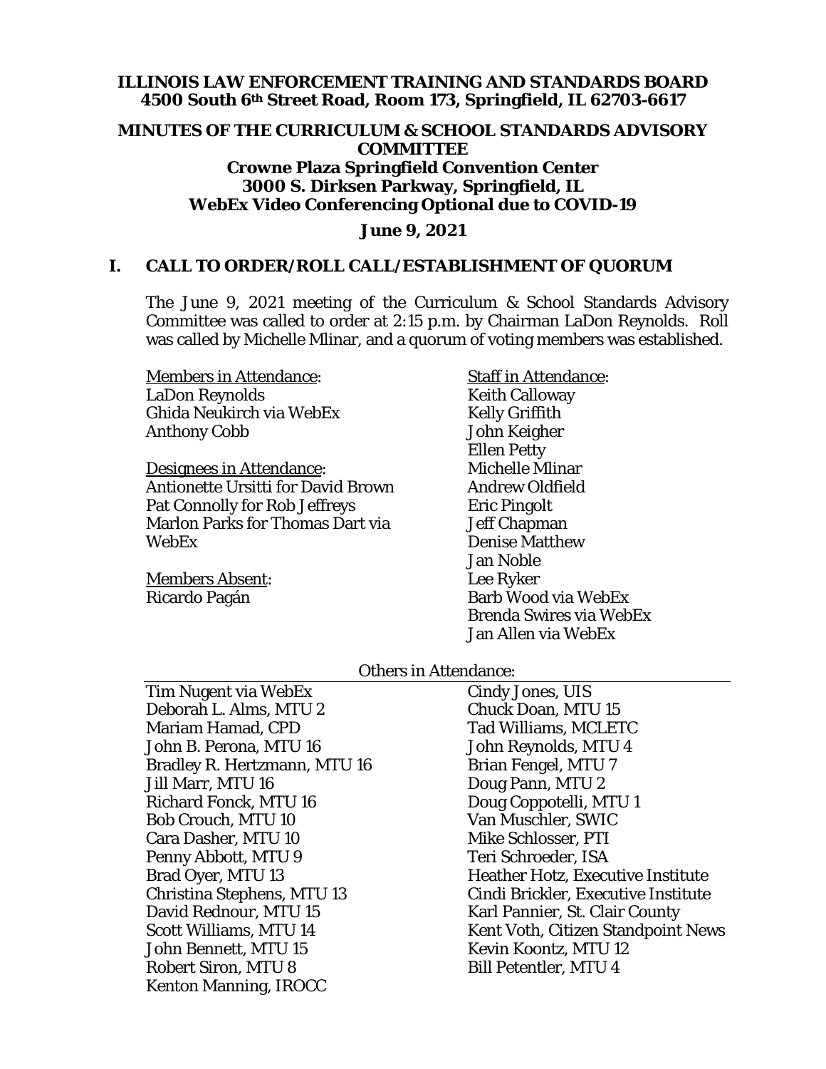**ILLINOIS LAW ENFORCEMENT TRAINING AND STANDARDS BOARD**
**4500 South 6th Street Road, Room 173, Springfield, IL 62703-6617**

**MINUTES OF THE CURRICULUM & SCHOOL STANDARDS ADVISORY COMMITTEE**
**Crowne Plaza Springfield Convention Center**
**3000 S. Dirksen Parkway, Springfield, IL**
**WebEx Video Conferencing Optional due to COVID-19**

**June 9, 2021**

## I. CALL TO ORDER/ROLL CALL/ESTABLISHMENT OF QUORUM

The June 9, 2021 meeting of the Curriculum & School Standards Advisory Committee was called to order at 2:15 p.m. by Chairman LaDon Reynolds. Roll was called by Michelle Mlinar, and a quorum of voting members was established.

Members in Attendance:
LaDon Reynolds
Ghida Neukirch via WebEx
Anthony Cobb

Designees in Attendance:
Antionette Ursitti for David Brown
Pat Connolly for Rob Jeffreys
Marlon Parks for Thomas Dart via WebEx

Members Absent:
Ricardo Pagán

Staff in Attendance:
Keith Calloway
Kelly Griffith
John Keigher
Ellen Petty
Michelle Mlinar
Andrew Oldfield
Eric Pingolt
Jeff Chapman
Denise Matthew
Jan Noble
Lee Ryker
Barb Wood via WebEx
Brenda Swires via WebEx
Jan Allen via WebEx

Others in Attendance:

| | |
|---|---|
| Tim Nugent via WebEx | Cindy Jones, UIS |
| Deborah L. Alms, MTU 2 | Chuck Doan, MTU 15 |
| Mariam Hamad, CPD | Tad Williams, MCLETC |
| John B. Perona, MTU 16 | John Reynolds, MTU 4 |
| Bradley R. Hertzmann, MTU 16 | Brian Fengel, MTU 7 |
| Jill Marr, MTU 16 | Doug Pann, MTU 2 |
| Richard Fonck, MTU 16 | Doug Coppotelli, MTU 1 |
| Bob Crouch, MTU 10 | Van Muschler, SWIC |
| Cara Dasher, MTU 10 | Mike Schlosser, PTI |
| Penny Abbott, MTU 9 | Teri Schroeder, ISA |
| Brad Oyer, MTU 13 | Heather Hotz, Executive Institute |
| Christina Stephens, MTU 13 | Cindi Brickler, Executive Institute |
| David Rednour, MTU 15 | Karl Pannier, St. Clair County |
| Scott Williams, MTU 14 | Kent Voth, Citizen Standpoint News |
| John Bennett, MTU 15 | Kevin Koontz, MTU 12 |
| Robert Siron, MTU 8 | Bill Petentler, MTU 4 |
| Kenton Manning, IROCC | |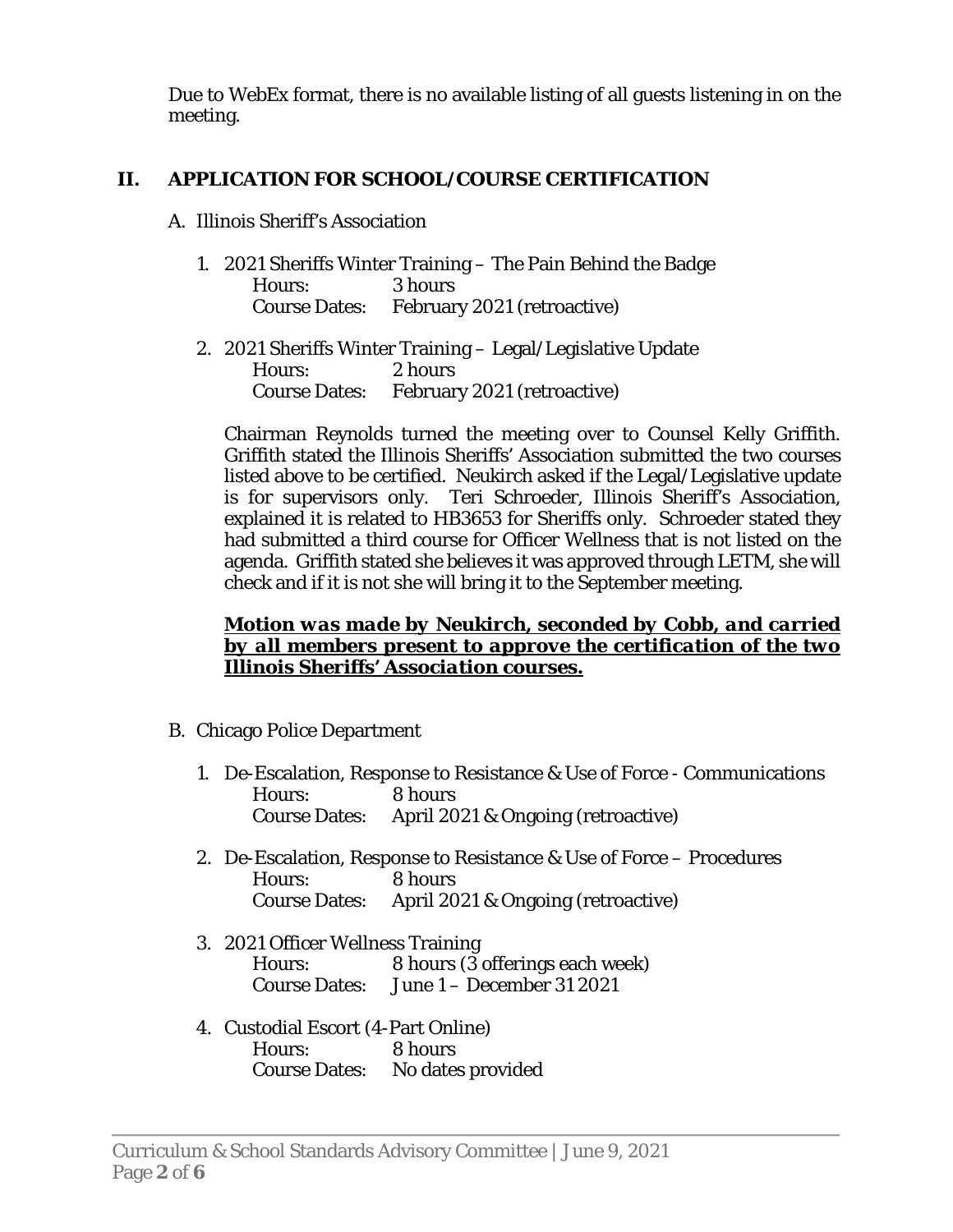Due to WebEx format, there is no available listing of all guests listening in on the meeting.

## II. APPLICATION FOR SCHOOL/COURSE CERTIFICATION

A. Illinois Sheriff's Association

1. 2021 Sheriffs Winter Training – The Pain Behind the Badge
   Hours: 3 hours
   Course Dates: February 2021 (retroactive)

2. 2021 Sheriffs Winter Training – Legal/Legislative Update
   Hours: 2 hours
   Course Dates: February 2021 (retroactive)

Chairman Reynolds turned the meeting over to Counsel Kelly Griffith. Griffith stated the Illinois Sheriffs' Association submitted the two courses listed above to be certified. Neukirch asked if the Legal/Legislative update is for supervisors only. Teri Schroeder, Illinois Sheriff's Association, explained it is related to HB3653 for Sheriffs only. Schroeder stated they had submitted a third course for Officer Wellness that is not listed on the agenda. Griffith stated she believes it was approved through LETM, she will check and if it is not she will bring it to the September meeting.

***Motion was made by Neukirch, seconded by Cobb, and carried by all members present to approve the certification of the two Illinois Sheriffs' Association courses.***

B. Chicago Police Department

1. De-Escalation, Response to Resistance & Use of Force - Communications
   Hours: 8 hours
   Course Dates: April 2021 & Ongoing (retroactive)

2. De-Escalation, Response to Resistance & Use of Force – Procedures
   Hours: 8 hours
   Course Dates: April 2021 & Ongoing (retroactive)

3. 2021 Officer Wellness Training
   Hours: 8 hours (3 offerings each week)
   Course Dates: June 1 – December 31 2021

4. Custodial Escort (4-Part Online)
   Hours: 8 hours
   Course Dates: No dates provided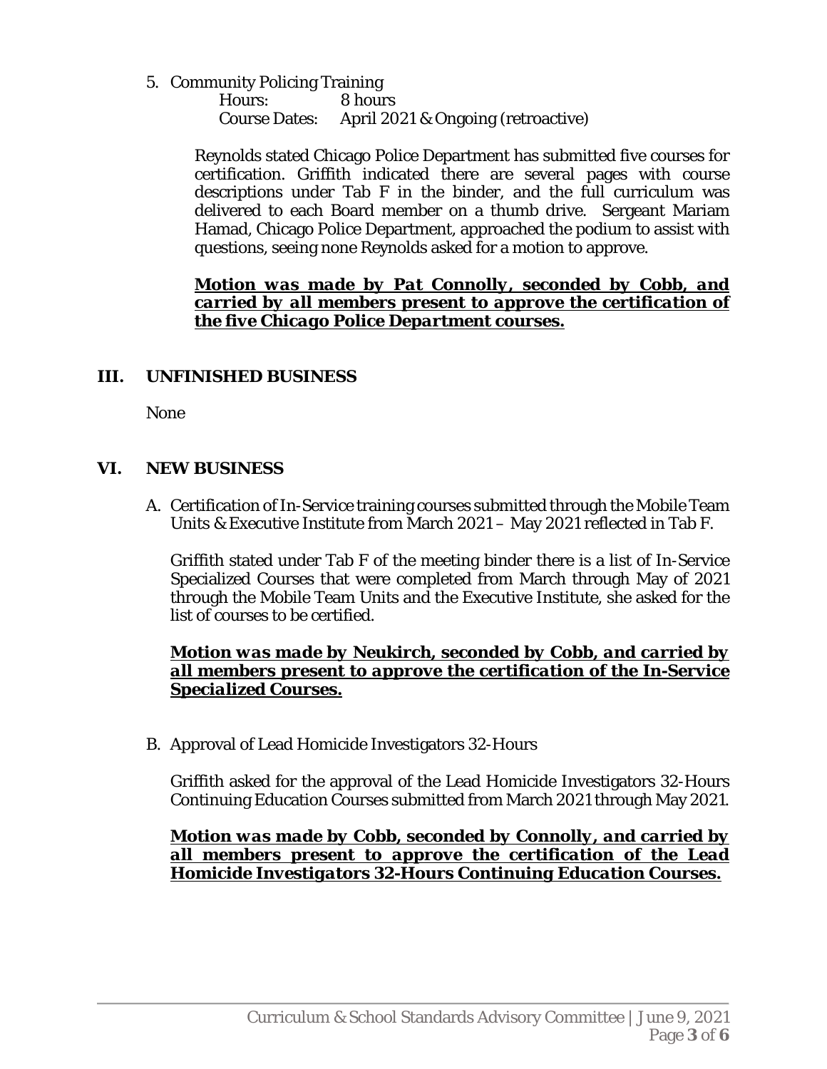5. Community Policing Training
   Hours: 8 hours
   Course Dates: April 2021 & Ongoing (retroactive)

   Reynolds stated Chicago Police Department has submitted five courses for certification. Griffith indicated there are several pages with course descriptions under Tab F in the binder, and the full curriculum was delivered to each Board member on a thumb drive. Sergeant Mariam Hamad, Chicago Police Department, approached the podium to assist with questions, seeing none Reynolds asked for a motion to approve.

   ***Motion was made by Pat Connolly, seconded by Cobb, and carried by all members present to approve the certification of the five Chicago Police Department courses.***

## III. UNFINISHED BUSINESS

None

## VI. NEW BUSINESS

A. Certification of In-Service training courses submitted through the Mobile Team Units & Executive Institute from March 2021 – May 2021 reflected in Tab F.

   Griffith stated under Tab F of the meeting binder there is a list of In-Service Specialized Courses that were completed from March through May of 2021 through the Mobile Team Units and the Executive Institute, she asked for the list of courses to be certified.

   ***Motion was made by Neukirch, seconded by Cobb, and carried by all members present to approve the certification of the In-Service Specialized Courses.***

B. Approval of Lead Homicide Investigators 32-Hours

   Griffith asked for the approval of the Lead Homicide Investigators 32-Hours Continuing Education Courses submitted from March 2021 through May 2021.

   ***Motion was made by Cobb, seconded by Connolly, and carried by all members present to approve the certification of the Lead Homicide Investigators 32-Hours Continuing Education Courses.***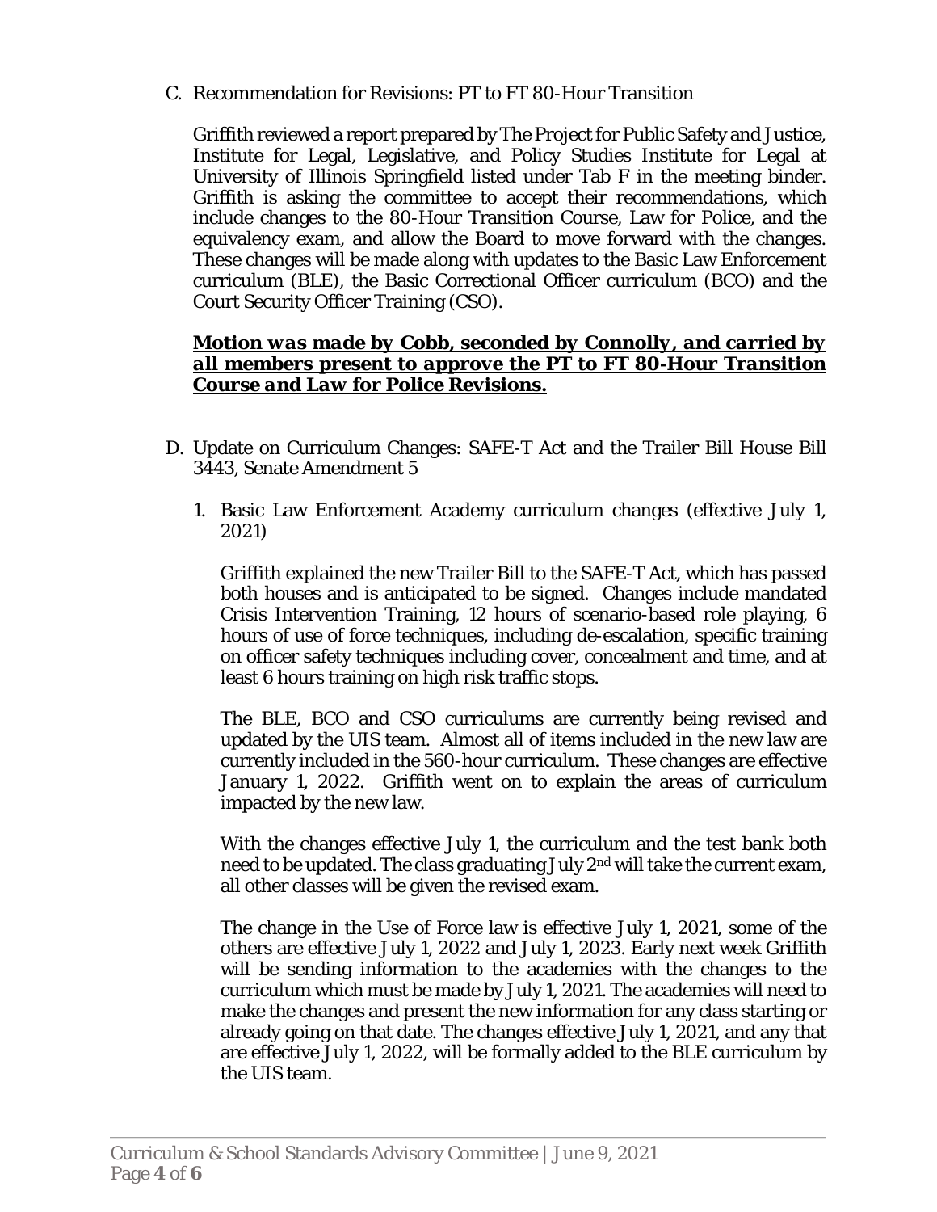C. Recommendation for Revisions: PT to FT 80-Hour Transition

Griffith reviewed a report prepared by The Project for Public Safety and Justice, Institute for Legal, Legislative, and Policy Studies Institute for Legal at University of Illinois Springfield listed under Tab F in the meeting binder. Griffith is asking the committee to accept their recommendations, which include changes to the 80-Hour Transition Course, Law for Police, and the equivalency exam, and allow the Board to move forward with the changes. These changes will be made along with updates to the Basic Law Enforcement curriculum (BLE), the Basic Correctional Officer curriculum (BCO) and the Court Security Officer Training (CSO).

***Motion was made by Cobb, seconded by Connolly, and carried by all members present to approve the PT to FT 80-Hour Transition Course and Law for Police Revisions.***

D. Update on Curriculum Changes: SAFE-T Act and the Trailer Bill House Bill 3443, Senate Amendment 5

1. Basic Law Enforcement Academy curriculum changes (effective July 1, 2021)

   Griffith explained the new Trailer Bill to the SAFE-T Act, which has passed both houses and is anticipated to be signed. Changes include mandated Crisis Intervention Training, 12 hours of scenario-based role playing, 6 hours of use of force techniques, including de-escalation, specific training on officer safety techniques including cover, concealment and time, and at least 6 hours training on high risk traffic stops.

   The BLE, BCO and CSO curriculums are currently being revised and updated by the UIS team. Almost all of items included in the new law are currently included in the 560-hour curriculum. These changes are effective January 1, 2022. Griffith went on to explain the areas of curriculum impacted by the new law.

   With the changes effective July 1, the curriculum and the test bank both need to be updated. The class graduating July 2nd will take the current exam, all other classes will be given the revised exam.

   The change in the Use of Force law is effective July 1, 2021, some of the others are effective July 1, 2022 and July 1, 2023. Early next week Griffith will be sending information to the academies with the changes to the curriculum which must be made by July 1, 2021. The academies will need to make the changes and present the new information for any class starting or already going on that date. The changes effective July 1, 2021, and any that are effective July 1, 2022, will be formally added to the BLE curriculum by the UIS team.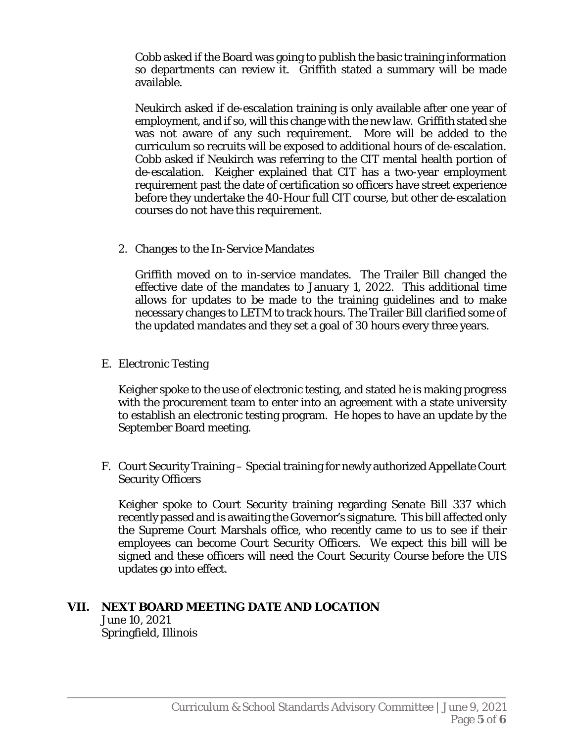Cobb asked if the Board was going to publish the basic training information so departments can review it. Griffith stated a summary will be made available.

Neukirch asked if de-escalation training is only available after one year of employment, and if so, will this change with the new law. Griffith stated she was not aware of any such requirement. More will be added to the curriculum so recruits will be exposed to additional hours of de-escalation. Cobb asked if Neukirch was referring to the CIT mental health portion of de-escalation. Keigher explained that CIT has a two-year employment requirement past the date of certification so officers have street experience before they undertake the 40-Hour full CIT course, but other de-escalation courses do not have this requirement.

2. Changes to the In-Service Mandates

   Griffith moved on to in-service mandates. The Trailer Bill changed the effective date of the mandates to January 1, 2022. This additional time allows for updates to be made to the training guidelines and to make necessary changes to LETM to track hours. The Trailer Bill clarified some of the updated mandates and they set a goal of 30 hours every three years.

E. Electronic Testing

   Keigher spoke to the use of electronic testing, and stated he is making progress with the procurement team to enter into an agreement with a state university to establish an electronic testing program. He hopes to have an update by the September Board meeting.

F. Court Security Training – Special training for newly authorized Appellate Court Security Officers

   Keigher spoke to Court Security training regarding Senate Bill 337 which recently passed and is awaiting the Governor's signature. This bill affected only the Supreme Court Marshals office, who recently came to us to see if their employees can become Court Security Officers. We expect this bill will be signed and these officers will need the Court Security Course before the UIS updates go into effect.

## VII. NEXT BOARD MEETING DATE AND LOCATION

June 10, 2021
Springfield, Illinois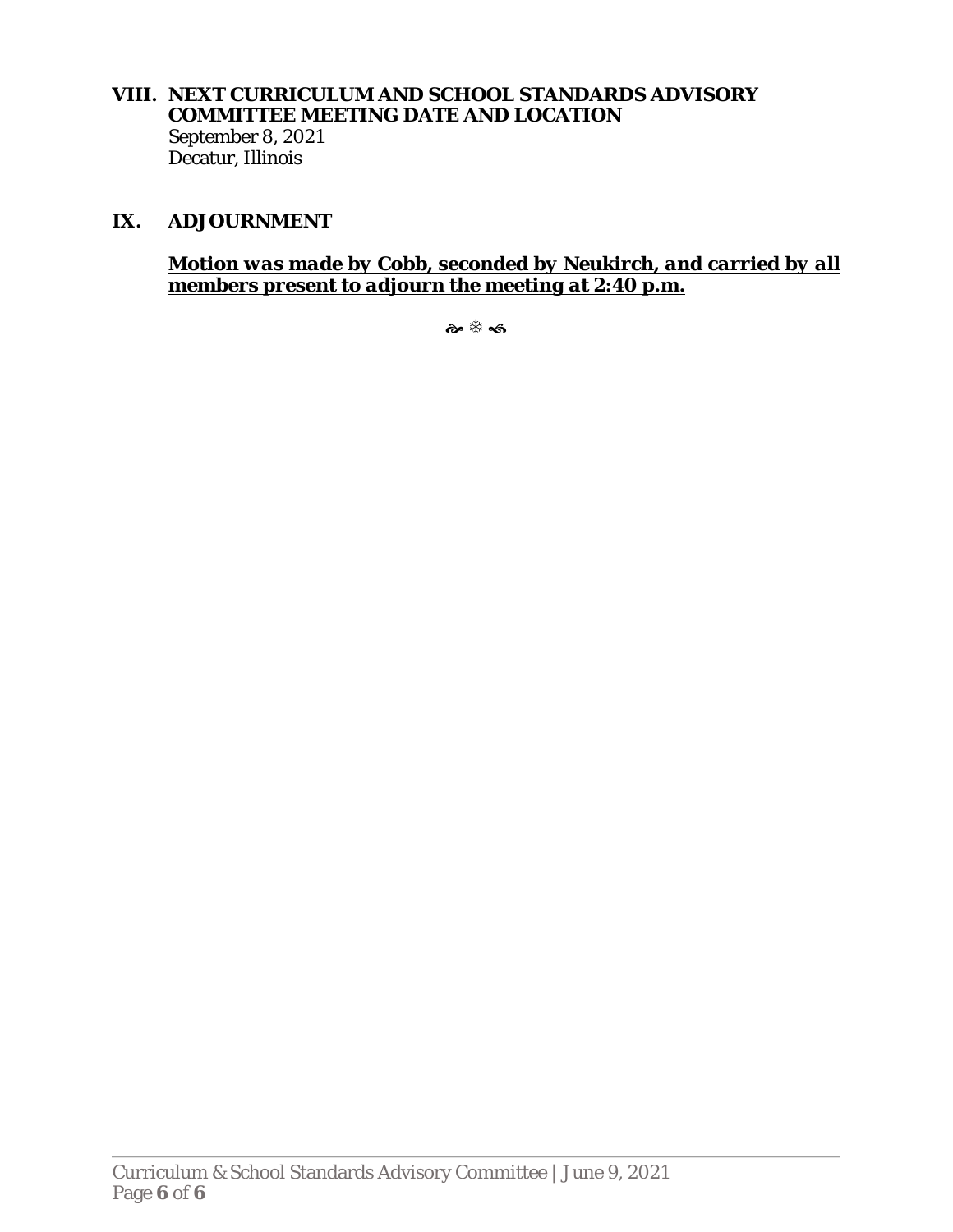## VIII. NEXT CURRICULUM AND SCHOOL STANDARDS ADVISORY COMMITTEE MEETING DATE AND LOCATION

*September 8, 2021*
*Decatur, Illinois*

## IX. ADJOURNMENT

***Motion was made by Cobb, seconded by Neukirch, and carried by all members present to adjourn the meeting at 2:40 p.m.***

☙ ❄ ❧